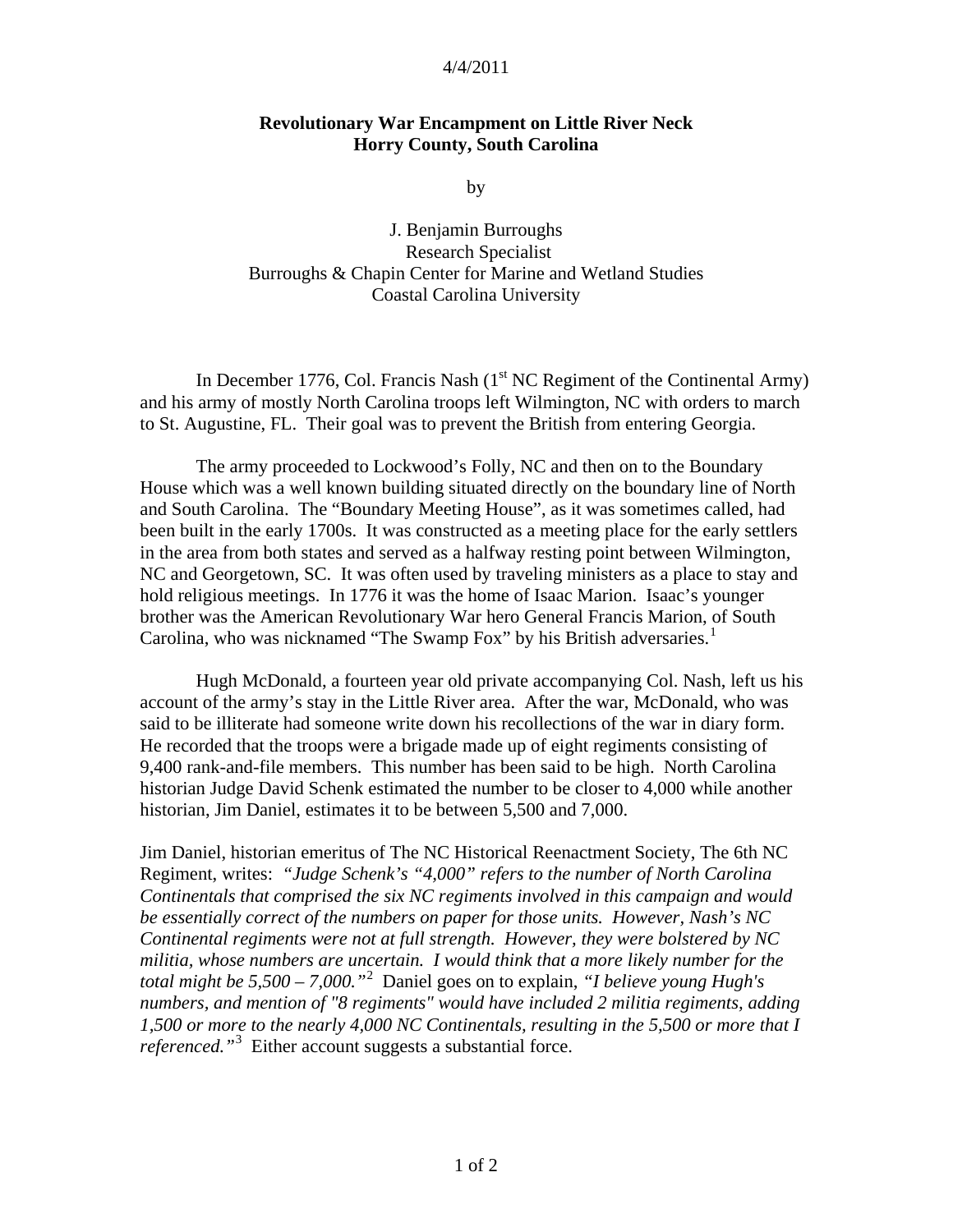4/4/2011

# Revolutionary War Encampment on Little River Neck
## Horry County, South Carolina

by

J. Benjamin Burroughs
Research Specialist
Burroughs & Chapin Center for Marine and Wetland Studies
Coastal Carolina University

In December 1776, Col. Francis Nash (1st NC Regiment of the Continental Army) and his army of mostly North Carolina troops left Wilmington, NC with orders to march to St. Augustine, FL. Their goal was to prevent the British from entering Georgia.

The army proceeded to Lockwood's Folly, NC and then on to the Boundary House which was a well known building situated directly on the boundary line of North and South Carolina. The "Boundary Meeting House", as it was sometimes called, had been built in the early 1700s. It was constructed as a meeting place for the early settlers in the area from both states and served as a halfway resting point between Wilmington, NC and Georgetown, SC. It was often used by traveling ministers as a place to stay and hold religious meetings. In 1776 it was the home of Isaac Marion. Isaac's younger brother was the American Revolutionary War hero General Francis Marion, of South Carolina, who was nicknamed "The Swamp Fox" by his British adversaries.[1]

Hugh McDonald, a fourteen year old private accompanying Col. Nash, left us his account of the army's stay in the Little River area. After the war, McDonald, who was said to be illiterate had someone write down his recollections of the war in diary form. He recorded that the troops were a brigade made up of eight regiments consisting of 9,400 rank-and-file members. This number has been said to be high. North Carolina historian Judge David Schenk estimated the number to be closer to 4,000 while another historian, Jim Daniel, estimates it to be between 5,500 and 7,000.

Jim Daniel, historian emeritus of The NC Historical Reenactment Society, The 6th NC Regiment, writes: *"Judge Schenk's "4,000" refers to the number of North Carolina Continentals that comprised the six NC regiments involved in this campaign and would be essentially correct of the numbers on paper for those units. However, Nash's NC Continental regiments were not at full strength. However, they were bolstered by NC militia, whose numbers are uncertain. I would think that a more likely number for the total might be 5,500 – 7,000."*[2] Daniel goes on to explain, *"I believe young Hugh's numbers, and mention of "8 regiments" would have included 2 militia regiments, adding 1,500 or more to the nearly 4,000 NC Continentals, resulting in the 5,500 or more that I referenced."*[3] Either account suggests a substantial force.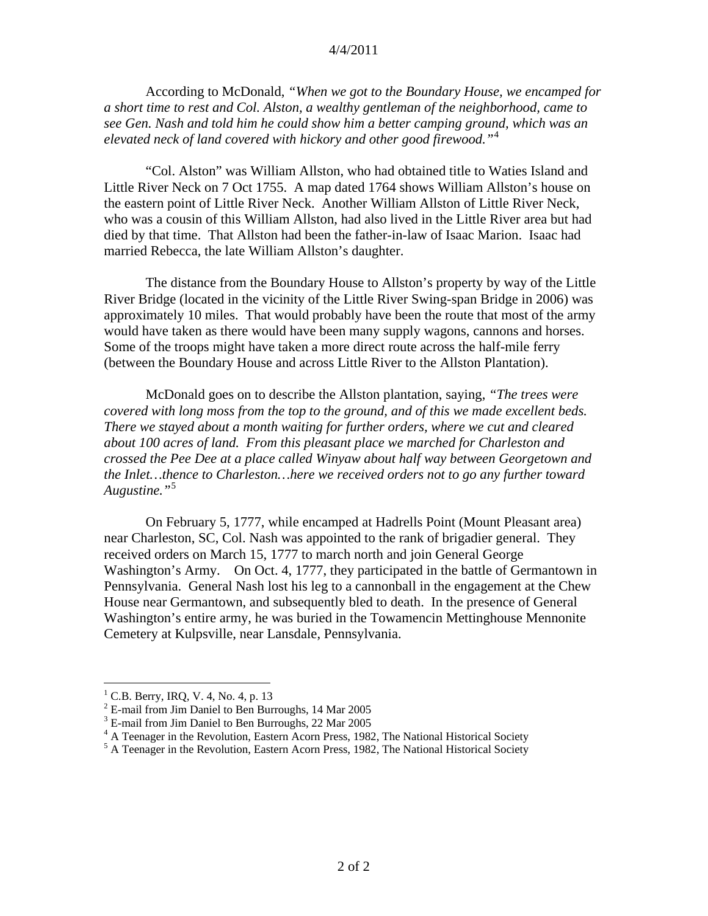According to McDonald, *"When we got to the Boundary House, we encamped for a short time to rest and Col. Alston, a wealthy gentleman of the neighborhood, came to see Gen. Nash and told him he could show him a better camping ground, which was an elevated neck of land covered with hickory and other good firewood."*[4]

"Col. Alston" was William Allston, who had obtained title to Waties Island and Little River Neck on 7 Oct 1755. A map dated 1764 shows William Allston's house on the eastern point of Little River Neck. Another William Allston of Little River Neck, who was a cousin of this William Allston, had also lived in the Little River area but had died by that time. That Allston had been the father-in-law of Isaac Marion. Isaac had married Rebecca, the late William Allston's daughter.

The distance from the Boundary House to Allston's property by way of the Little River Bridge (located in the vicinity of the Little River Swing-span Bridge in 2006) was approximately 10 miles. That would probably have been the route that most of the army would have taken as there would have been many supply wagons, cannons and horses. Some of the troops might have taken a more direct route across the half-mile ferry (between the Boundary House and across Little River to the Allston Plantation).

McDonald goes on to describe the Allston plantation, saying, *"The trees were covered with long moss from the top to the ground, and of this we made excellent beds. There we stayed about a month waiting for further orders, where we cut and cleared about 100 acres of land. From this pleasant place we marched for Charleston and crossed the Pee Dee at a place called Winyaw about half way between Georgetown and the Inlet…thence to Charleston…here we received orders not to go any further toward Augustine."*[5]

On February 5, 1777, while encamped at Hadrells Point (Mount Pleasant area) near Charleston, SC, Col. Nash was appointed to the rank of brigadier general. They received orders on March 15, 1777 to march north and join General George Washington's Army. On Oct. 4, 1777, they participated in the battle of Germantown in Pennsylvania. General Nash lost his leg to a cannonball in the engagement at the Chew House near Germantown, and subsequently bled to death. In the presence of General Washington's entire army, he was buried in the Towamencin Mettinghouse Mennonite Cemetery at Kulpsville, near Lansdale, Pennsylvania.

---

[1] C.B. Berry, IRQ, V. 4, No. 4, p. 13

[2] E-mail from Jim Daniel to Ben Burroughs, 14 Mar 2005

[3] E-mail from Jim Daniel to Ben Burroughs, 22 Mar 2005

[4] A Teenager in the Revolution, Eastern Acorn Press, 1982, The National Historical Society

[5] A Teenager in the Revolution, Eastern Acorn Press, 1982, The National Historical Society